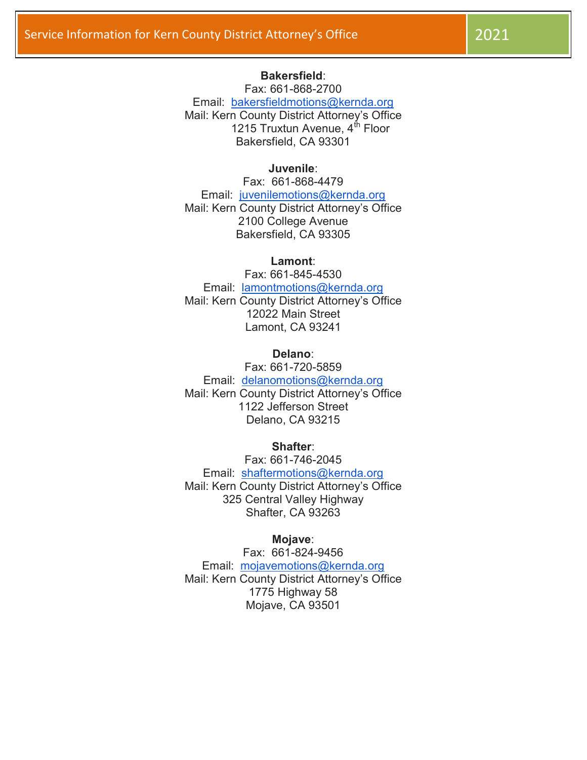# Service Information for Kern County District Attorney's Office 2021

**Bakersfield**:
Fax: 661-868-2700
Email: bakersfieldmotions@kernda.org
Mail: Kern County District Attorney's Office
1215 Truxtun Avenue, 4th Floor
Bakersfield, CA 93301

**Juvenile**:
Fax: 661-868-4479
Email: juvenilemotions@kernda.org
Mail: Kern County District Attorney's Office
2100 College Avenue
Bakersfield, CA 93305

**Lamont**:
Fax: 661-845-4530
Email: lamontmotions@kernda.org
Mail: Kern County District Attorney's Office
12022 Main Street
Lamont, CA 93241

**Delano**:
Fax: 661-720-5859
Email: delanomotions@kernda.org
Mail: Kern County District Attorney's Office
1122 Jefferson Street
Delano, CA 93215

**Shafter**:
Fax: 661-746-2045
Email: shaftermotions@kernda.org
Mail: Kern County District Attorney's Office
325 Central Valley Highway
Shafter, CA 93263

**Mojave**:
Fax: 661-824-9456
Email: mojavemotions@kernda.org
Mail: Kern County District Attorney's Office
1775 Highway 58
Mojave, CA 93501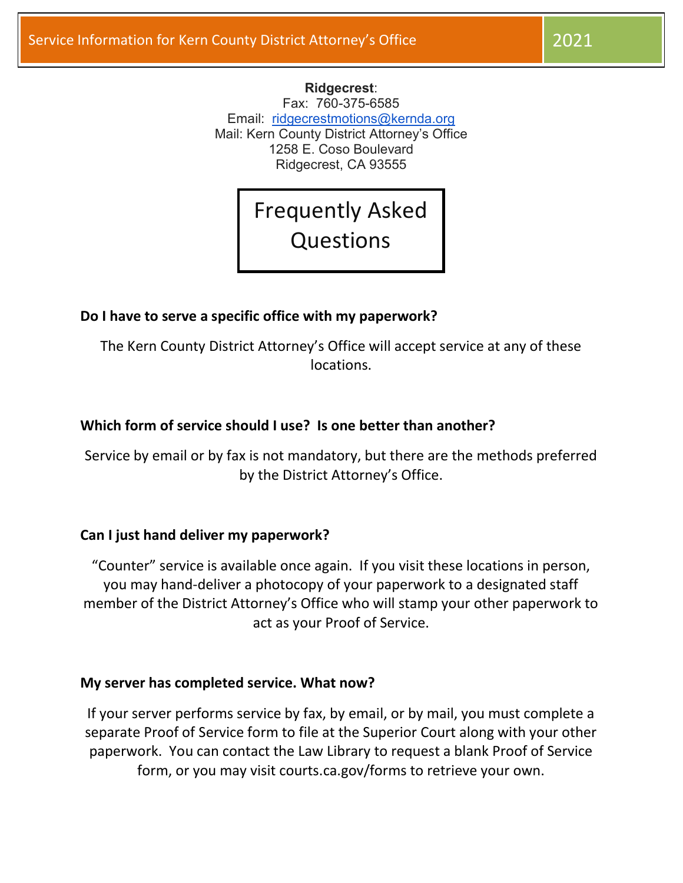**Ridgecrest**:
Fax: 760-375-6585
Email: ridgecrestmotions@kernda.org
Mail: Kern County District Attorney's Office
1258 E. Coso Boulevard
Ridgecrest, CA 93555

# Frequently Asked Questions

**Do I have to serve a specific office with my paperwork?**

The Kern County District Attorney's Office will accept service at any of these locations.

**Which form of service should I use? Is one better than another?**

Service by email or by fax is not mandatory, but there are the methods preferred by the District Attorney's Office.

**Can I just hand deliver my paperwork?**

"Counter" service is available once again. If you visit these locations in person, you may hand-deliver a photocopy of your paperwork to a designated staff member of the District Attorney's Office who will stamp your other paperwork to act as your Proof of Service.

**My server has completed service. What now?**

If your server performs service by fax, by email, or by mail, you must complete a separate Proof of Service form to file at the Superior Court along with your other paperwork. You can contact the Law Library to request a blank Proof of Service form, or you may visit courts.ca.gov/forms to retrieve your own.